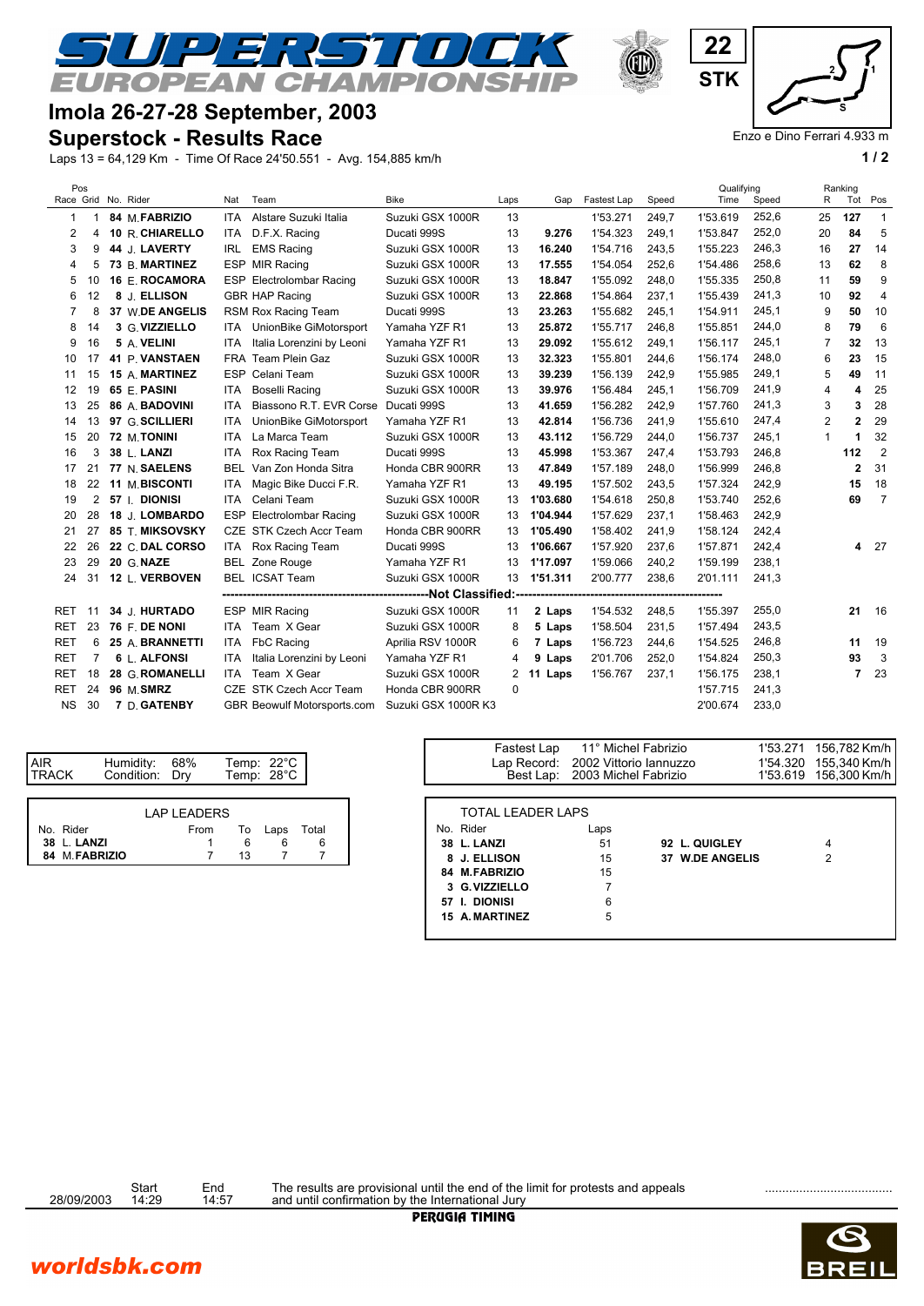# SUPERSTOCK EUROPEAN CHAMPIONSHIP

22 STK

## Imola 26-27-28 September, 2003

## Superstock - Results Race

Enzo e Dino Ferrari 4.933 m

Laps 13 = 64,129 Km - Time Of Race 24'50.551 - Avg. 154,885 km/h

| Pos Race | Grid | No. | Rider | Nat | Team | Bike | Laps | Gap | Fastest Lap | Speed | Qualifying Time | Qualifying Speed | Ranking R | Ranking Tot | Ranking Pos |
|---|---|---|---|---|---|---|---|---|---|---|---|---|---|---|---|
| 1 | 1 | **84** | **M.FABRIZIO** | ITA | Alstare Suzuki Italia | Suzuki GSX 1000R | 13 | | 1'53.271 | 249,7 | 1'53.619 | 252,6 | 25 | **127** | 1 |
| 2 | 4 | **10** | **R.CHIARELLO** | ITA | D.F.X. Racing | Ducati 999S | 13 | **9.276** | 1'54.323 | 249,1 | 1'53.847 | 252,0 | 20 | **84** | 5 |
| 3 | 9 | **44** | **J.LAVERTY** | IRL | EMS Racing | Suzuki GSX 1000R | 13 | **16.240** | 1'54.716 | 243,5 | 1'55.223 | 246,3 | 16 | **27** | 14 |
| 4 | 5 | **73** | **B.MARTINEZ** | ESP | MIR Racing | Suzuki GSX 1000R | 13 | **17.555** | 1'54.054 | 252,6 | 1'54.486 | 258,6 | 13 | **62** | 8 |
| 5 | 10 | **16** | **E.ROCAMORA** | ESP | Electrolombar Racing | Suzuki GSX 1000R | 13 | **18.847** | 1'55.092 | 248,0 | 1'55.335 | 250,8 | 11 | **59** | 9 |
| 6 | 12 | **8** | **J.ELLISON** | GBR | HAP Racing | Suzuki GSX 1000R | 13 | **22.868** | 1'54.864 | 237,1 | 1'55.439 | 241,3 | 10 | **92** | 4 |
| 7 | 8 | **37** | **W.DE ANGELIS** | RSM | Rox Racing Team | Ducati 999S | 13 | **23.263** | 1'55.682 | 245,1 | 1'54.911 | 245,1 | 9 | **50** | 10 |
| 8 | 14 | **3** | **G.VIZZIELLO** | ITA | UnionBike GiMotorsport | Yamaha YZF R1 | 13 | **25.872** | 1'55.717 | 246,8 | 1'55.851 | 244,0 | 8 | **79** | 6 |
| 9 | 16 | **5** | **A.VELINI** | ITA | Italia Lorenzini by Leoni | Yamaha YZF R1 | 13 | **29.092** | 1'55.612 | 249,1 | 1'56.117 | 245,1 | 7 | **32** | 13 |
| 10 | 17 | **41** | **P.VANSTAEN** | FRA | Team Plein Gaz | Suzuki GSX 1000R | 13 | **32.323** | 1'55.801 | 244,6 | 1'56.174 | 248,0 | 6 | **23** | 15 |
| 11 | 15 | **15** | **A.MARTINEZ** | ESP | Celani Team | Suzuki GSX 1000R | 13 | **39.239** | 1'56.139 | 242,9 | 1'55.985 | 249,1 | 5 | **49** | 11 |
| 12 | 19 | **65** | **E.PASINI** | ITA | Boselli Racing | Suzuki GSX 1000R | 13 | **39.976** | 1'56.484 | 245,1 | 1'56.709 | 241,9 | 4 | **4** | 25 |
| 13 | 25 | **86** | **A.BADOVINI** | ITA | Biassono R.T. EVR Corse | Ducati 999S | 13 | **41.659** | 1'56.282 | 242,9 | 1'57.760 | 241,3 | 3 | **3** | 28 |
| 14 | 13 | **97** | **G.SCILLIERI** | ITA | UnionBike GiMotorsport | Yamaha YZF R1 | 13 | **42.814** | 1'56.736 | 241,9 | 1'55.610 | 247,4 | 2 | **2** | 29 |
| 15 | 20 | **72** | **M.TONINI** | ITA | La Marca Team | Suzuki GSX 1000R | 13 | **43.112** | 1'56.729 | 244,0 | 1'56.737 | 245,1 | 1 | **1** | 32 |
| 16 | 3 | **38** | **L.LANZI** | ITA | Rox Racing Team | Ducati 999S | 13 | **45.998** | 1'53.367 | 247,4 | 1'53.793 | 246,8 | | **112** | 2 |
| 17 | 21 | **77** | **N.SAELENS** | BEL | Van Zon Honda Sitra | Honda CBR 900RR | 13 | **47.849** | 1'57.189 | 248,0 | 1'56.999 | 246,8 | | **2** | 31 |
| 18 | 22 | **11** | **M.BISCONTI** | ITA | Magic Bike Ducci F.R. | Yamaha YZF R1 | 13 | **49.195** | 1'57.502 | 243,5 | 1'57.324 | 242,9 | | **15** | 18 |
| 19 | 2 | **57** | **I. DIONISI** | ITA | Celani Team | Suzuki GSX 1000R | 13 | **1'03.680** | 1'54.618 | 250,8 | 1'53.740 | 252,6 | | **69** | 7 |
| 20 | 28 | **18** | **J. LOMBARDO** | ESP | Electrolombar Racing | Suzuki GSX 1000R | 13 | **1'04.944** | 1'57.629 | 237,1 | 1'58.463 | 242,9 | | | |
| 21 | 27 | **85** | **T. MIKSOVSKY** | CZE | STK Czech Accr Team | Honda CBR 900RR | 13 | **1'05.490** | 1'58.402 | 241,9 | 1'58.124 | 242,4 | | | |
| 22 | 26 | **22** | **C.DAL CORSO** | ITA | Rox Racing Team | Ducati 999S | 13 | **1'06.667** | 1'57.920 | 237,6 | 1'57.871 | 242,4 | | **4** | 27 |
| 23 | 29 | **20** | **G.NAZE** | BEL | Zone Rouge | Yamaha YZF R1 | 13 | **1'17.097** | 1'59.066 | 240,2 | 1'59.199 | 238,1 | | | |
| 24 | 31 | **12** | **L.VERBOVEN** | BEL | ICSAT Team | Suzuki GSX 1000R | 13 | **1'51.311** | 2'00.777 | 238,6 | 2'01.111 | 241,3 | | | |
| | | | | | **Not Classified:** | | | | | | | | | | |
| RET | 11 | **34** | **J. HURTADO** | ESP | MIR Racing | Suzuki GSX 1000R | 11 | **2 Laps** | 1'54.532 | 248,5 | 1'55.397 | 255,0 | | **21** | 16 |
| RET | 23 | **76** | **F.DE NONI** | ITA | Team X Gear | Suzuki GSX 1000R | 8 | **5 Laps** | 1'58.504 | 231,5 | 1'57.494 | 243,5 | | | |
| RET | 6 | **25** | **A.BRANNETTI** | ITA | FbC Racing | Aprilia RSV 1000R | 6 | **7 Laps** | 1'56.723 | 244,6 | 1'54.525 | 246,8 | | **11** | 19 |
| RET | 7 | **6** | **L.ALFONSI** | ITA | Italia Lorenzini by Leoni | Yamaha YZF R1 | 4 | **9 Laps** | 2'01.706 | 252,0 | 1'54.824 | 250,3 | | **93** | 3 |
| RET | 18 | **28** | **G.ROMANELLI** | ITA | Team X Gear | Suzuki GSX 1000R | 2 | **11 Laps** | 1'56.767 | 237,1 | 1'56.175 | 238,1 | | **7** | 23 |
| RET | 24 | **96** | **M.SMRZ** | CZE | STK Czech Accr Team | Honda CBR 900RR | 0 | | | | 1'57.715 | 241,3 | | | |
| NS | 30 | **7** | **D.GATENBY** | GBR | Beowulf Motorsports.com | Suzuki GSX 1000R K3 | | | | | 2'00.674 | 233,0 | | | |

| | | | |
|---|---|---|---|
| AIR | Humidity: 68% | Temp: 22°C |
| TRACK | Condition: Dry | Temp: 28°C |

| | | | |
|---|---|---|---|
| Fastest Lap | 11° Michel Fabrizio | 1'53.271 | 156,782 Km/h |
| Lap Record: | 2002 Vittorio Iannuzzo | 1'54.320 | 155,340 Km/h |
| Best Lap: | 2003 Michel Fabrizio | 1'53.619 | 156,300 Km/h |

**LAP LEADERS**

| No. | Rider | From | To | Laps | Total |
|---|---|---|---|---|---|
| **38** | **L.LANZI** | 1 | 6 | 6 | 6 |
| **84** | **M.FABRIZIO** | 7 | 13 | 7 | 7 |

**TOTAL LEADER LAPS**

| No. | Rider | Laps |
|---|---|---|
| **38** | **L. LANZI** | 51 |
| **8** | **J. ELLISON** | 15 |
| **84** | **M.FABRIZIO** | 15 |
| **3** | **G.VIZZIELLO** | 7 |
| **57** | **I. DIONISI** | 6 |
| **15** | **A.MARTINEZ** | 5 |
| **92** | **L. QUIGLEY** | 4 |
| **37** | **W.DE ANGELIS** | 2 |

| | Start | End |
|---|---|---|
| 28/09/2003 | 14:29 | 14:57 |

The results are provisional until the end of the limit for protests and appeals and until confirmation by the International Jury

....................................

PERUGIA TIMING

worldsbk.com

BREIL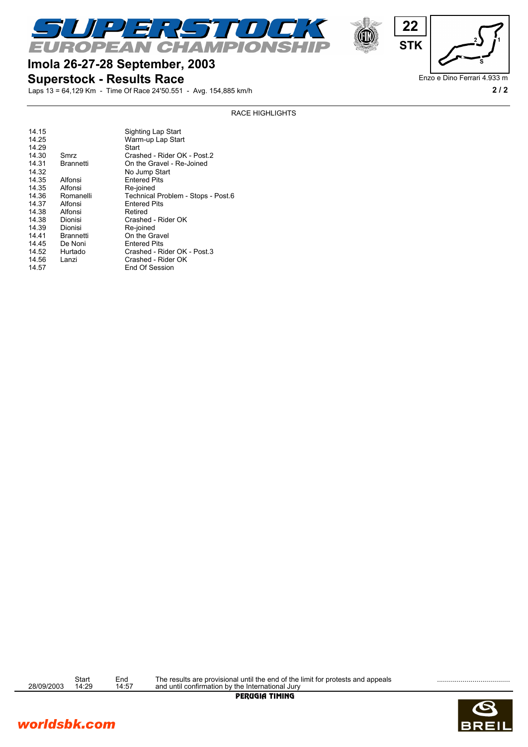# SUPERSTOCK EUROPEAN CHAMPIONSHIP

22 STK

Enzo e Dino Ferrari 4.933 m

## Imola 26-27-28 September, 2003

## Superstock - Results Race

Laps 13 = 64,129 Km - Time Of Race 24'50.551 - Avg. 154,885 km/h

RACE HIGHLIGHTS

| | | |
|---|---|---|
| 14.15 | | Sighting Lap Start |
| 14.25 | | Warm-up Lap Start |
| 14.29 | | Start |
| 14.30 | Smrz | Crashed - Rider OK - Post.2 |
| 14.31 | Brannetti | On the Gravel - Re-Joined |
| 14.32 | | No Jump Start |
| 14.35 | Alfonsi | Entered Pits |
| 14.35 | Alfonsi | Re-joined |
| 14.36 | Romanelli | Technical Problem - Stops - Post.6 |
| 14.37 | Alfonsi | Entered Pits |
| 14.38 | Alfonsi | Retired |
| 14.38 | Dionisi | Crashed - Rider OK |
| 14.39 | Dionisi | Re-joined |
| 14.41 | Brannetti | On the Gravel |
| 14.45 | De Noni | Entered Pits |
| 14.52 | Hurtado | Crashed - Rider OK - Post.3 |
| 14.56 | Lanzi | Crashed - Rider OK |
| 14.57 | | End Of Session |

28/09/2003 Start 14:29 End 14:57

The results are provisional until the end of the limit for protests and appeals and until confirmation by the International Jury

.....................................

PERUGIA TIMING

worldsbk.com

BREIL